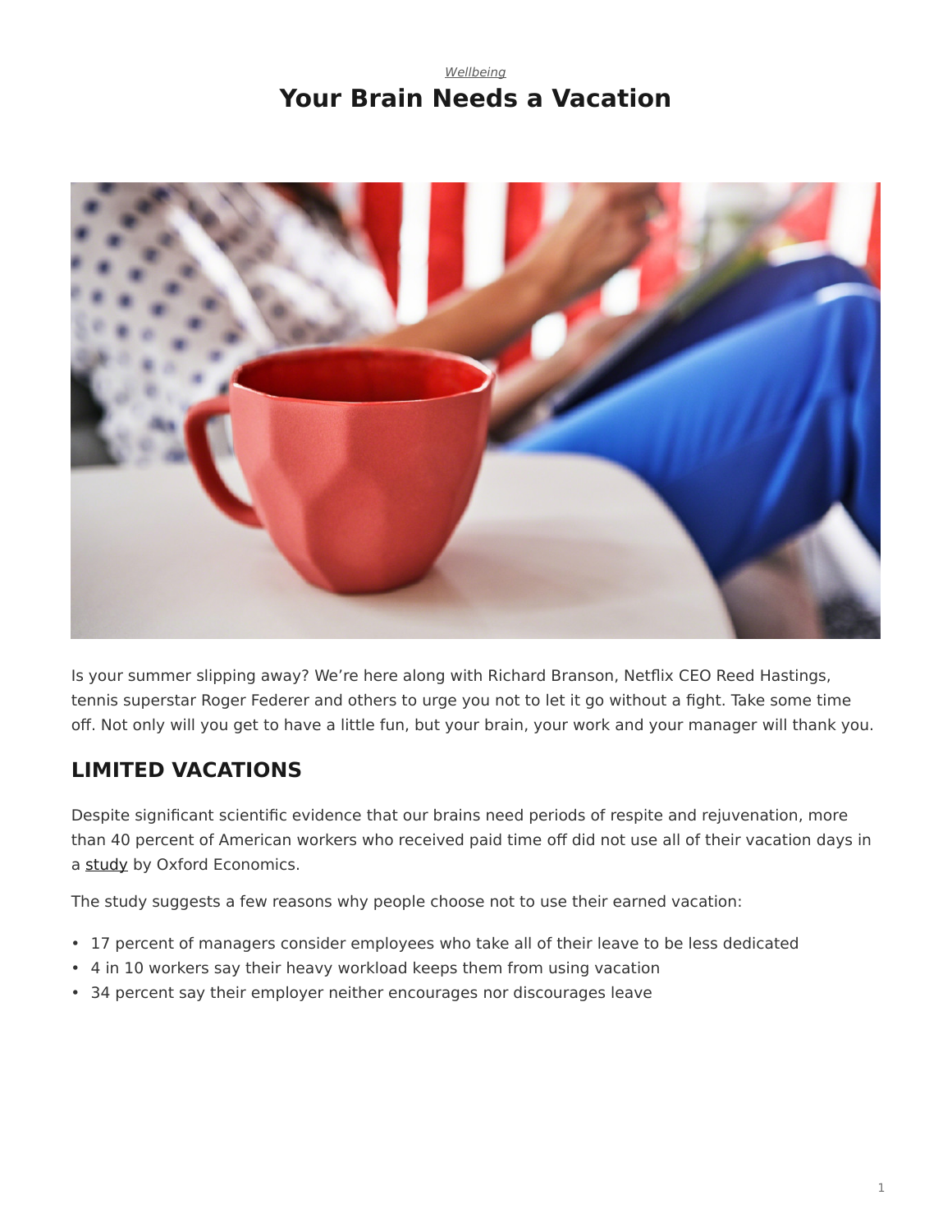*Wellbeing*

# Your Brain Needs a Vacation

Is your summer slipping away? We're here along with Richard Branson, Netflix CEO Reed Hastings, tennis superstar Roger Federer and others to urge you not to let it go without a fight. Take some time off. Not only will you get to have a little fun, but your brain, your work and your manager will thank you.

## LIMITED VACATIONS

Despite significant scientific evidence that our brains need periods of respite and rejuvenation, more than 40 percent of American workers who received paid time off did not use all of their vacation days in a study by Oxford Economics.

The study suggests a few reasons why people choose not to use their earned vacation:

- 17 percent of managers consider employees who take all of their leave to be less dedicated
- 4 in 10 workers say their heavy workload keeps them from using vacation
- 34 percent say their employer neither encourages nor discourages leave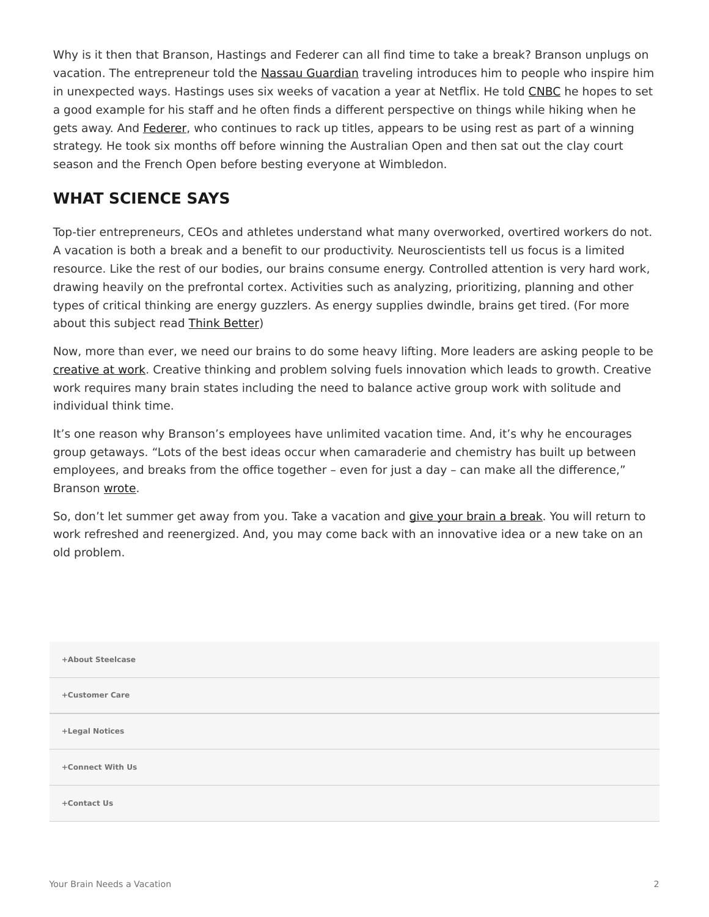Why is it then that Branson, Hastings and Federer can all find time to take a break? Branson unplugs on vacation. The entrepreneur told the Nassau Guardian traveling introduces him to people who inspire him in unexpected ways. Hastings uses six weeks of vacation a year at Netflix. He told CNBC he hopes to set a good example for his staff and he often finds a different perspective on things while hiking when he gets away. And Federer, who continues to rack up titles, appears to be using rest as part of a winning strategy. He took six months off before winning the Australian Open and then sat out the clay court season and the French Open before besting everyone at Wimbledon.

## WHAT SCIENCE SAYS

Top-tier entrepreneurs, CEOs and athletes understand what many overworked, overtired workers do not. A vacation is both a break and a benefit to our productivity. Neuroscientists tell us focus is a limited resource. Like the rest of our bodies, our brains consume energy. Controlled attention is very hard work, drawing heavily on the prefrontal cortex. Activities such as analyzing, prioritizing, planning and other types of critical thinking are energy guzzlers. As energy supplies dwindle, brains get tired. (For more about this subject read Think Better)

Now, more than ever, we need our brains to do some heavy lifting. More leaders are asking people to be creative at work. Creative thinking and problem solving fuels innovation which leads to growth. Creative work requires many brain states including the need to balance active group work with solitude and individual think time.

It's one reason why Branson's employees have unlimited vacation time. And, it's why he encourages group getaways. "Lots of the best ideas occur when camaraderie and chemistry has built up between employees, and breaks from the office together – even for just a day – can make all the difference," Branson wrote.

So, don't let summer get away from you. Take a vacation and give your brain a break. You will return to work refreshed and reenergized. And, you may come back with an innovative idea or a new take on an old problem.

**+About Steelcase**

**+Customer Care**

**+Legal Notices**

**+Connect With Us**

**+Contact Us**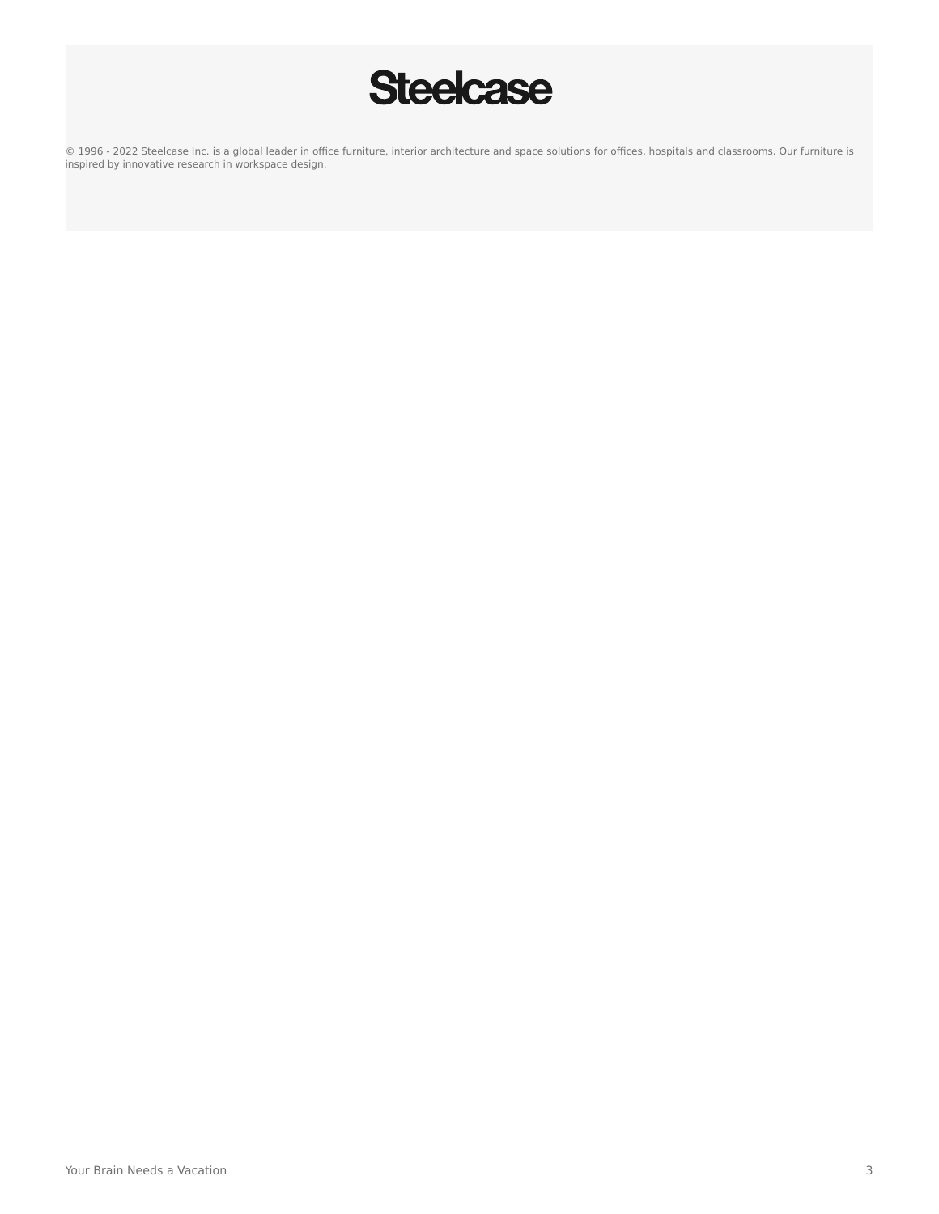Steelcase

© 1996 - 2022 Steelcase Inc. is a global leader in office furniture, interior architecture and space solutions for offices, hospitals and classrooms. Our furniture is inspired by innovative research in workspace design.